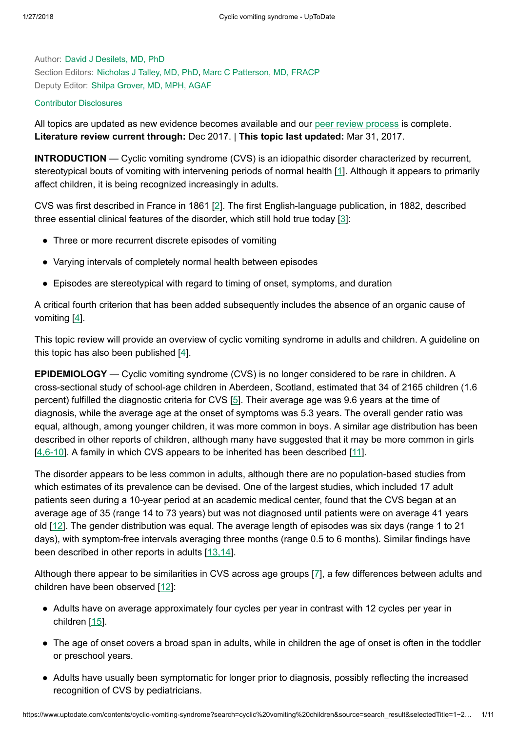Author: David J Desilets, MD, PhD
Section Editors: Nicholas J Talley, MD, PhD, Marc C Patterson, MD, FRACP
Deputy Editor: Shilpa Grover, MD, MPH, AGAF

Contributor Disclosures

All topics are updated as new evidence becomes available and our peer review process is complete.
**Literature review current through:** Dec 2017. | **This topic last updated:** Mar 31, 2017.

**INTRODUCTION** — Cyclic vomiting syndrome (CVS) is an idiopathic disorder characterized by recurrent, stereotypical bouts of vomiting with intervening periods of normal health [1]. Although it appears to primarily affect children, it is being recognized increasingly in adults.

CVS was first described in France in 1861 [2]. The first English-language publication, in 1882, described three essential clinical features of the disorder, which still hold true today [3]:

- Three or more recurrent discrete episodes of vomiting
- Varying intervals of completely normal health between episodes
- Episodes are stereotypical with regard to timing of onset, symptoms, and duration

A critical fourth criterion that has been added subsequently includes the absence of an organic cause of vomiting [4].

This topic review will provide an overview of cyclic vomiting syndrome in adults and children. A guideline on this topic has also been published [4].

**EPIDEMIOLOGY** — Cyclic vomiting syndrome (CVS) is no longer considered to be rare in children. A cross-sectional study of school-age children in Aberdeen, Scotland, estimated that 34 of 2165 children (1.6 percent) fulfilled the diagnostic criteria for CVS [5]. Their average age was 9.6 years at the time of diagnosis, while the average age at the onset of symptoms was 5.3 years. The overall gender ratio was equal, although, among younger children, it was more common in boys. A similar age distribution has been described in other reports of children, although many have suggested that it may be more common in girls [4,6-10]. A family in which CVS appears to be inherited has been described [11].

The disorder appears to be less common in adults, although there are no population-based studies from which estimates of its prevalence can be devised. One of the largest studies, which included 17 adult patients seen during a 10-year period at an academic medical center, found that the CVS began at an average age of 35 (range 14 to 73 years) but was not diagnosed until patients were on average 41 years old [12]. The gender distribution was equal. The average length of episodes was six days (range 1 to 21 days), with symptom-free intervals averaging three months (range 0.5 to 6 months). Similar findings have been described in other reports in adults [13,14].

Although there appear to be similarities in CVS across age groups [7], a few differences between adults and children have been observed [12]:

- Adults have on average approximately four cycles per year in contrast with 12 cycles per year in children [15].
- The age of onset covers a broad span in adults, while in children the age of onset is often in the toddler or preschool years.
- Adults have usually been symptomatic for longer prior to diagnosis, possibly reflecting the increased recognition of CVS by pediatricians.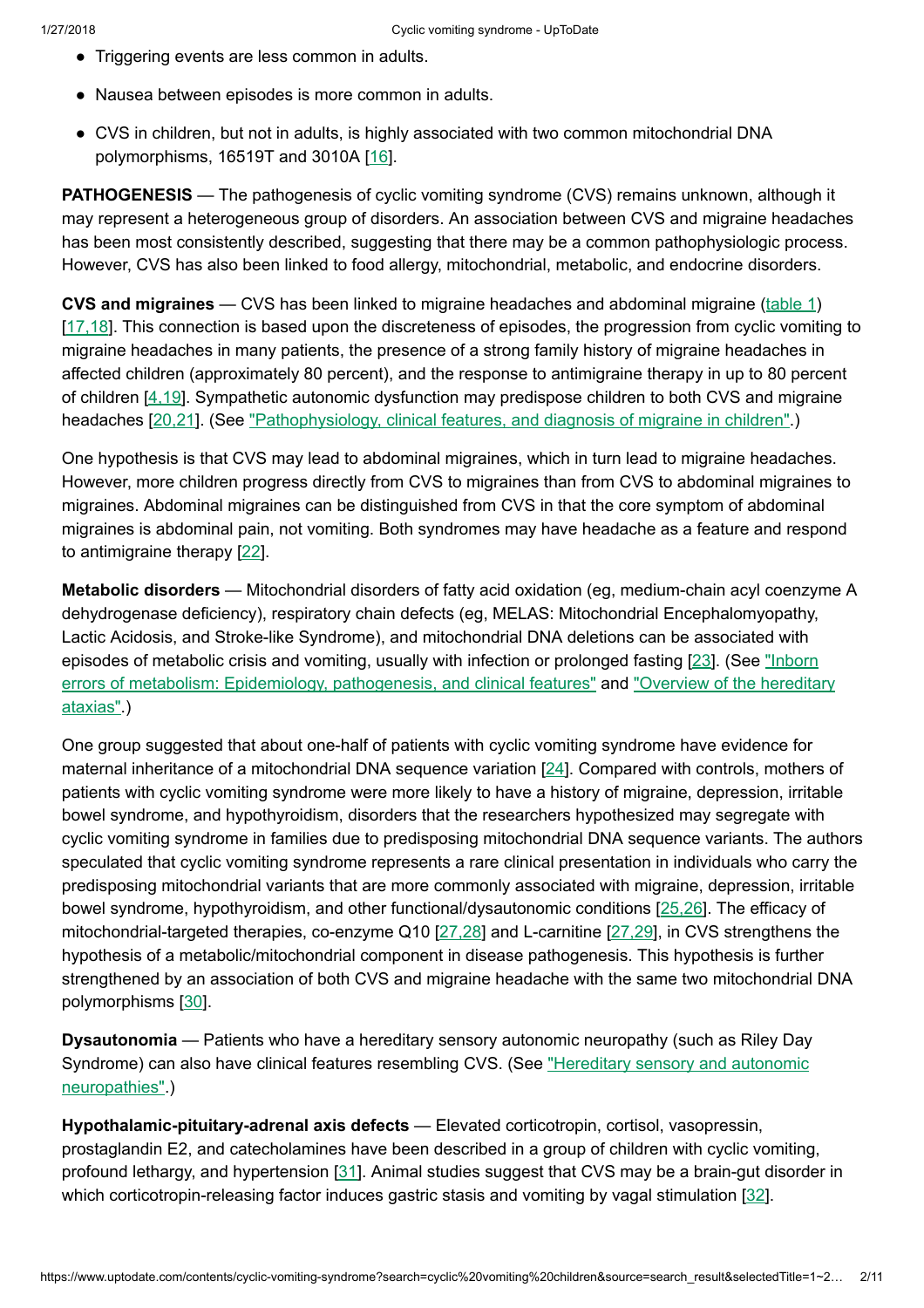- Triggering events are less common in adults.
- Nausea between episodes is more common in adults.
- CVS in children, but not in adults, is highly associated with two common mitochondrial DNA polymorphisms, 16519T and 3010A [16].

**PATHOGENESIS** — The pathogenesis of cyclic vomiting syndrome (CVS) remains unknown, although it may represent a heterogeneous group of disorders. An association between CVS and migraine headaches has been most consistently described, suggesting that there may be a common pathophysiologic process. However, CVS has also been linked to food allergy, mitochondrial, metabolic, and endocrine disorders.

**CVS and migraines** — CVS has been linked to migraine headaches and abdominal migraine (table 1) [17,18]. This connection is based upon the discreteness of episodes, the progression from cyclic vomiting to migraine headaches in many patients, the presence of a strong family history of migraine headaches in affected children (approximately 80 percent), and the response to antimigraine therapy in up to 80 percent of children [4,19]. Sympathetic autonomic dysfunction may predispose children to both CVS and migraine headaches [20,21]. (See "Pathophysiology, clinical features, and diagnosis of migraine in children".)

One hypothesis is that CVS may lead to abdominal migraines, which in turn lead to migraine headaches. However, more children progress directly from CVS to migraines than from CVS to abdominal migraines to migraines. Abdominal migraines can be distinguished from CVS in that the core symptom of abdominal migraines is abdominal pain, not vomiting. Both syndromes may have headache as a feature and respond to antimigraine therapy [22].

**Metabolic disorders** — Mitochondrial disorders of fatty acid oxidation (eg, medium-chain acyl coenzyme A dehydrogenase deficiency), respiratory chain defects (eg, MELAS: Mitochondrial Encephalomyopathy, Lactic Acidosis, and Stroke-like Syndrome), and mitochondrial DNA deletions can be associated with episodes of metabolic crisis and vomiting, usually with infection or prolonged fasting [23]. (See "Inborn errors of metabolism: Epidemiology, pathogenesis, and clinical features" and "Overview of the hereditary ataxias".)

One group suggested that about one-half of patients with cyclic vomiting syndrome have evidence for maternal inheritance of a mitochondrial DNA sequence variation [24]. Compared with controls, mothers of patients with cyclic vomiting syndrome were more likely to have a history of migraine, depression, irritable bowel syndrome, and hypothyroidism, disorders that the researchers hypothesized may segregate with cyclic vomiting syndrome in families due to predisposing mitochondrial DNA sequence variants. The authors speculated that cyclic vomiting syndrome represents a rare clinical presentation in individuals who carry the predisposing mitochondrial variants that are more commonly associated with migraine, depression, irritable bowel syndrome, hypothyroidism, and other functional/dysautonomic conditions [25,26]. The efficacy of mitochondrial-targeted therapies, co-enzyme Q10 [27,28] and L-carnitine [27,29], in CVS strengthens the hypothesis of a metabolic/mitochondrial component in disease pathogenesis. This hypothesis is further strengthened by an association of both CVS and migraine headache with the same two mitochondrial DNA polymorphisms [30].

**Dysautonomia** — Patients who have a hereditary sensory autonomic neuropathy (such as Riley Day Syndrome) can also have clinical features resembling CVS. (See "Hereditary sensory and autonomic neuropathies".)

**Hypothalamic-pituitary-adrenal axis defects** — Elevated corticotropin, cortisol, vasopressin, prostaglandin E2, and catecholamines have been described in a group of children with cyclic vomiting, profound lethargy, and hypertension [31]. Animal studies suggest that CVS may be a brain-gut disorder in which corticotropin-releasing factor induces gastric stasis and vomiting by vagal stimulation [32].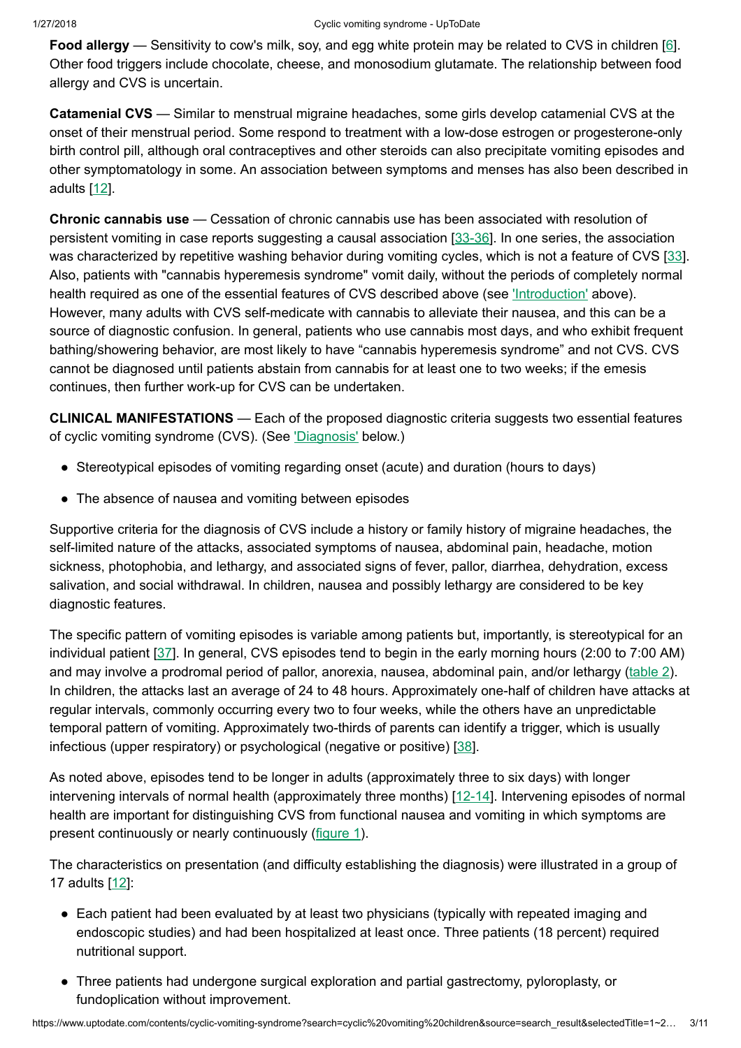**Food allergy** — Sensitivity to cow's milk, soy, and egg white protein may be related to CVS in children [6]. Other food triggers include chocolate, cheese, and monosodium glutamate. The relationship between food allergy and CVS is uncertain.

**Catamenial CVS** — Similar to menstrual migraine headaches, some girls develop catamenial CVS at the onset of their menstrual period. Some respond to treatment with a low-dose estrogen or progesterone-only birth control pill, although oral contraceptives and other steroids can also precipitate vomiting episodes and other symptomatology in some. An association between symptoms and menses has also been described in adults [12].

**Chronic cannabis use** — Cessation of chronic cannabis use has been associated with resolution of persistent vomiting in case reports suggesting a causal association [33-36]. In one series, the association was characterized by repetitive washing behavior during vomiting cycles, which is not a feature of CVS [33]. Also, patients with "cannabis hyperemesis syndrome" vomit daily, without the periods of completely normal health required as one of the essential features of CVS described above (see 'Introduction' above). However, many adults with CVS self-medicate with cannabis to alleviate their nausea, and this can be a source of diagnostic confusion. In general, patients who use cannabis most days, and who exhibit frequent bathing/showering behavior, are most likely to have "cannabis hyperemesis syndrome" and not CVS. CVS cannot be diagnosed until patients abstain from cannabis for at least one to two weeks; if the emesis continues, then further work-up for CVS can be undertaken.

**CLINICAL MANIFESTATIONS** — Each of the proposed diagnostic criteria suggests two essential features of cyclic vomiting syndrome (CVS). (See 'Diagnosis' below.)

- Stereotypical episodes of vomiting regarding onset (acute) and duration (hours to days)
- The absence of nausea and vomiting between episodes

Supportive criteria for the diagnosis of CVS include a history or family history of migraine headaches, the self-limited nature of the attacks, associated symptoms of nausea, abdominal pain, headache, motion sickness, photophobia, and lethargy, and associated signs of fever, pallor, diarrhea, dehydration, excess salivation, and social withdrawal. In children, nausea and possibly lethargy are considered to be key diagnostic features.

The specific pattern of vomiting episodes is variable among patients but, importantly, is stereotypical for an individual patient [37]. In general, CVS episodes tend to begin in the early morning hours (2:00 to 7:00 AM) and may involve a prodromal period of pallor, anorexia, nausea, abdominal pain, and/or lethargy (table 2). In children, the attacks last an average of 24 to 48 hours. Approximately one-half of children have attacks at regular intervals, commonly occurring every two to four weeks, while the others have an unpredictable temporal pattern of vomiting. Approximately two-thirds of parents can identify a trigger, which is usually infectious (upper respiratory) or psychological (negative or positive) [38].

As noted above, episodes tend to be longer in adults (approximately three to six days) with longer intervening intervals of normal health (approximately three months) [12-14]. Intervening episodes of normal health are important for distinguishing CVS from functional nausea and vomiting in which symptoms are present continuously or nearly continuously (figure 1).

The characteristics on presentation (and difficulty establishing the diagnosis) were illustrated in a group of 17 adults [12]:

- Each patient had been evaluated by at least two physicians (typically with repeated imaging and endoscopic studies) and had been hospitalized at least once. Three patients (18 percent) required nutritional support.
- Three patients had undergone surgical exploration and partial gastrectomy, pyloroplasty, or fundoplication without improvement.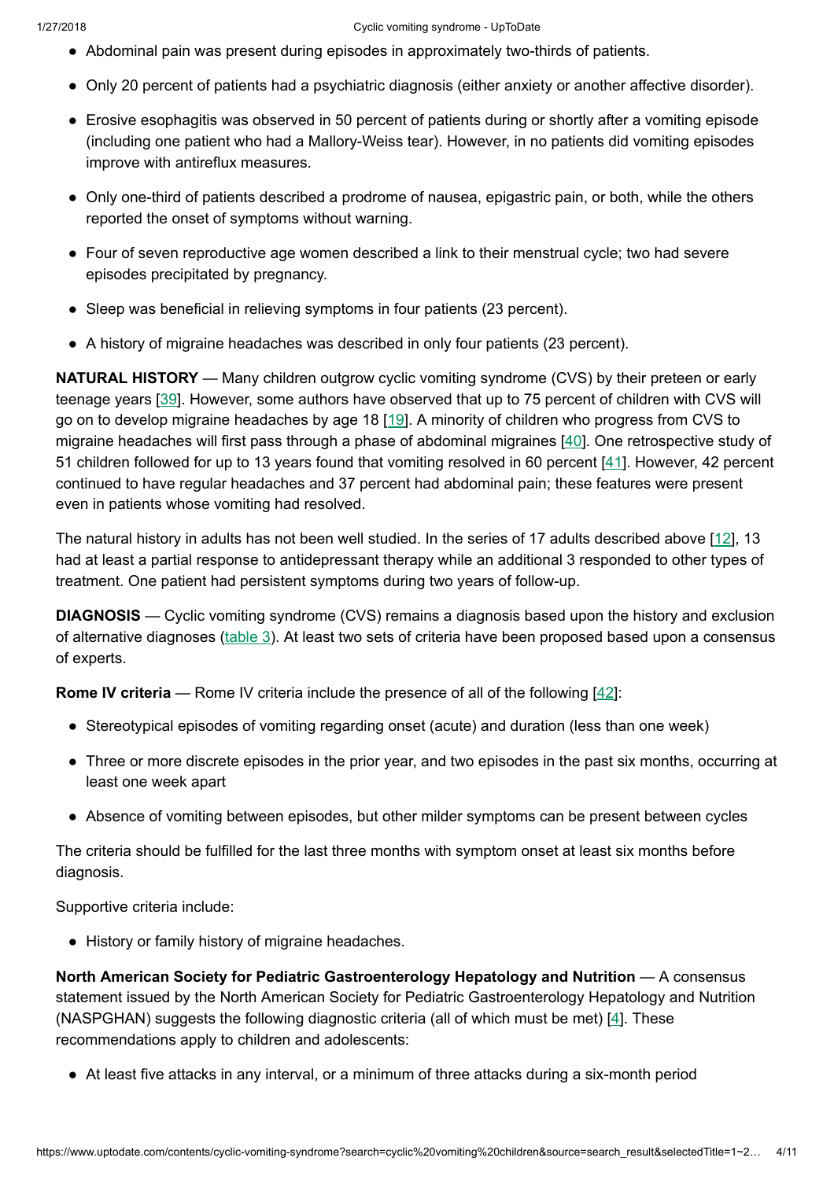- Abdominal pain was present during episodes in approximately two-thirds of patients.
- Only 20 percent of patients had a psychiatric diagnosis (either anxiety or another affective disorder).
- Erosive esophagitis was observed in 50 percent of patients during or shortly after a vomiting episode (including one patient who had a Mallory-Weiss tear). However, in no patients did vomiting episodes improve with antireflux measures.
- Only one-third of patients described a prodrome of nausea, epigastric pain, or both, while the others reported the onset of symptoms without warning.
- Four of seven reproductive age women described a link to their menstrual cycle; two had severe episodes precipitated by pregnancy.
- Sleep was beneficial in relieving symptoms in four patients (23 percent).
- A history of migraine headaches was described in only four patients (23 percent).

**NATURAL HISTORY** — Many children outgrow cyclic vomiting syndrome (CVS) by their preteen or early teenage years [39]. However, some authors have observed that up to 75 percent of children with CVS will go on to develop migraine headaches by age 18 [19]. A minority of children who progress from CVS to migraine headaches will first pass through a phase of abdominal migraines [40]. One retrospective study of 51 children followed for up to 13 years found that vomiting resolved in 60 percent [41]. However, 42 percent continued to have regular headaches and 37 percent had abdominal pain; these features were present even in patients whose vomiting had resolved.

The natural history in adults has not been well studied. In the series of 17 adults described above [12], 13 had at least a partial response to antidepressant therapy while an additional 3 responded to other types of treatment. One patient had persistent symptoms during two years of follow-up.

**DIAGNOSIS** — Cyclic vomiting syndrome (CVS) remains a diagnosis based upon the history and exclusion of alternative diagnoses (table 3). At least two sets of criteria have been proposed based upon a consensus of experts.

**Rome IV criteria** — Rome IV criteria include the presence of all of the following [42]:

- Stereotypical episodes of vomiting regarding onset (acute) and duration (less than one week)
- Three or more discrete episodes in the prior year, and two episodes in the past six months, occurring at least one week apart
- Absence of vomiting between episodes, but other milder symptoms can be present between cycles

The criteria should be fulfilled for the last three months with symptom onset at least six months before diagnosis.

Supportive criteria include:

- History or family history of migraine headaches.

**North American Society for Pediatric Gastroenterology Hepatology and Nutrition** — A consensus statement issued by the North American Society for Pediatric Gastroenterology Hepatology and Nutrition (NASPGHAN) suggests the following diagnostic criteria (all of which must be met) [4]. These recommendations apply to children and adolescents:

- At least five attacks in any interval, or a minimum of three attacks during a six-month period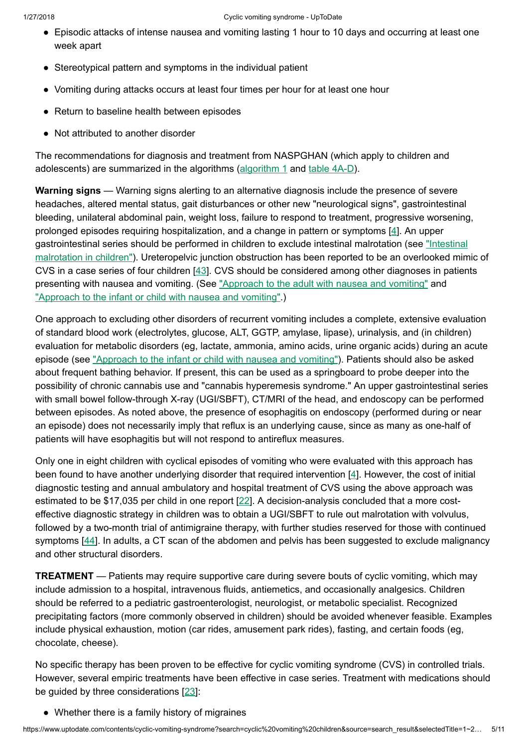- Episodic attacks of intense nausea and vomiting lasting 1 hour to 10 days and occurring at least one week apart
- Stereotypical pattern and symptoms in the individual patient
- Vomiting during attacks occurs at least four times per hour for at least one hour
- Return to baseline health between episodes
- Not attributed to another disorder

The recommendations for diagnosis and treatment from NASPGHAN (which apply to children and adolescents) are summarized in the algorithms (algorithm 1 and table 4A-D).

**Warning signs** — Warning signs alerting to an alternative diagnosis include the presence of severe headaches, altered mental status, gait disturbances or other new "neurological signs", gastrointestinal bleeding, unilateral abdominal pain, weight loss, failure to respond to treatment, progressive worsening, prolonged episodes requiring hospitalization, and a change in pattern or symptoms [4]. An upper gastrointestinal series should be performed in children to exclude intestinal malrotation (see "Intestinal malrotation in children"). Ureteropelvic junction obstruction has been reported to be an overlooked mimic of CVS in a case series of four children [43]. CVS should be considered among other diagnoses in patients presenting with nausea and vomiting. (See "Approach to the adult with nausea and vomiting" and "Approach to the infant or child with nausea and vomiting".)

One approach to excluding other disorders of recurrent vomiting includes a complete, extensive evaluation of standard blood work (electrolytes, glucose, ALT, GGTP, amylase, lipase), urinalysis, and (in children) evaluation for metabolic disorders (eg, lactate, ammonia, amino acids, urine organic acids) during an acute episode (see "Approach to the infant or child with nausea and vomiting"). Patients should also be asked about frequent bathing behavior. If present, this can be used as a springboard to probe deeper into the possibility of chronic cannabis use and "cannabis hyperemesis syndrome." An upper gastrointestinal series with small bowel follow-through X-ray (UGI/SBFT), CT/MRI of the head, and endoscopy can be performed between episodes. As noted above, the presence of esophagitis on endoscopy (performed during or near an episode) does not necessarily imply that reflux is an underlying cause, since as many as one-half of patients will have esophagitis but will not respond to antireflux measures.

Only one in eight children with cyclical episodes of vomiting who were evaluated with this approach has been found to have another underlying disorder that required intervention [4]. However, the cost of initial diagnostic testing and annual ambulatory and hospital treatment of CVS using the above approach was estimated to be $17,035 per child in one report [22]. A decision-analysis concluded that a more cost-effective diagnostic strategy in children was to obtain a UGI/SBFT to rule out malrotation with volvulus, followed by a two-month trial of antimigraine therapy, with further studies reserved for those with continued symptoms [44]. In adults, a CT scan of the abdomen and pelvis has been suggested to exclude malignancy and other structural disorders.

**TREATMENT** — Patients may require supportive care during severe bouts of cyclic vomiting, which may include admission to a hospital, intravenous fluids, antiemetics, and occasionally analgesics. Children should be referred to a pediatric gastroenterologist, neurologist, or metabolic specialist. Recognized precipitating factors (more commonly observed in children) should be avoided whenever feasible. Examples include physical exhaustion, motion (car rides, amusement park rides), fasting, and certain foods (eg, chocolate, cheese).

No specific therapy has been proven to be effective for cyclic vomiting syndrome (CVS) in controlled trials. However, several empiric treatments have been effective in case series. Treatment with medications should be guided by three considerations [23]:

- Whether there is a family history of migraines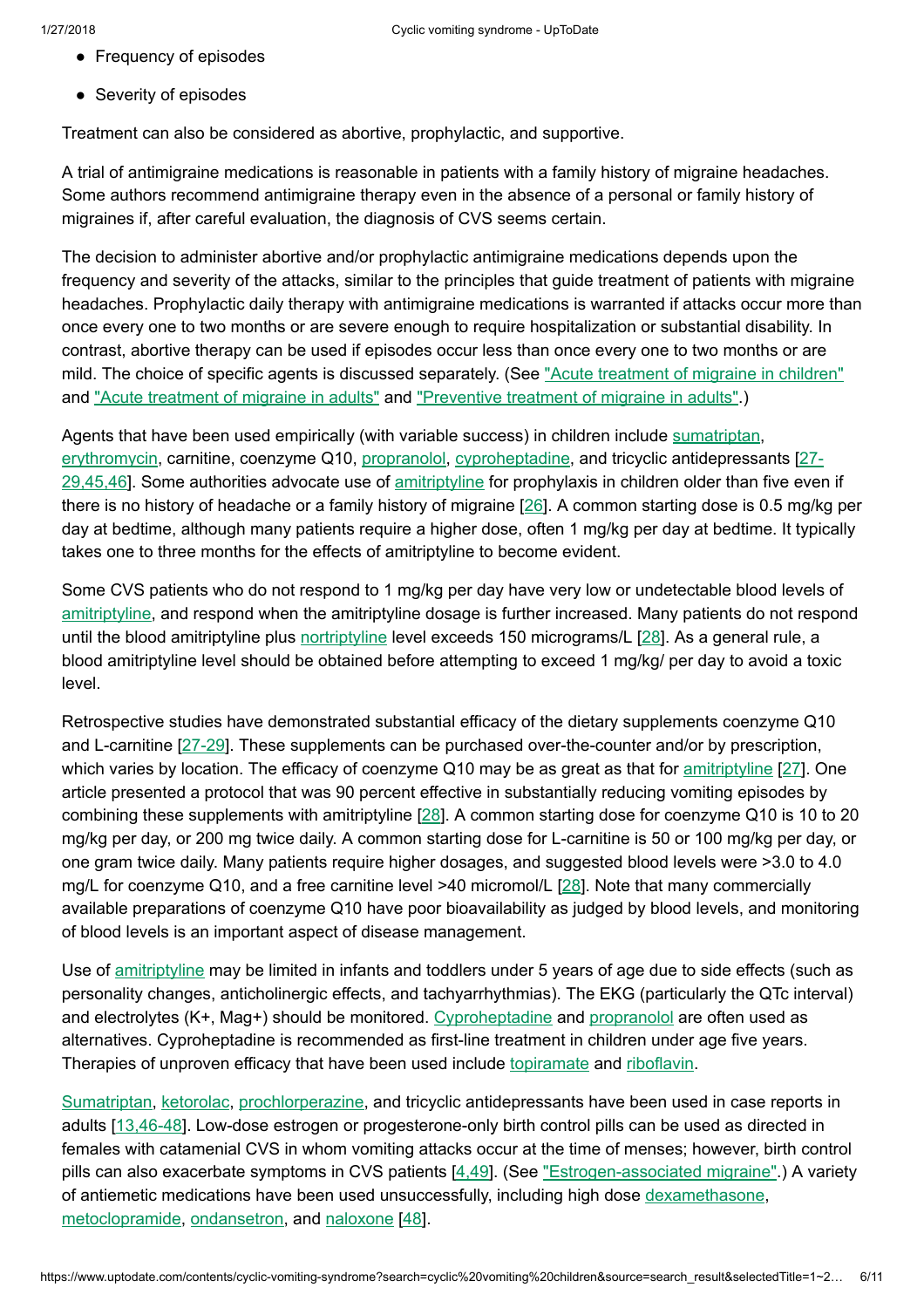- Frequency of episodes
- Severity of episodes

Treatment can also be considered as abortive, prophylactic, and supportive.

A trial of antimigraine medications is reasonable in patients with a family history of migraine headaches. Some authors recommend antimigraine therapy even in the absence of a personal or family history of migraines if, after careful evaluation, the diagnosis of CVS seems certain.

The decision to administer abortive and/or prophylactic antimigraine medications depends upon the frequency and severity of the attacks, similar to the principles that guide treatment of patients with migraine headaches. Prophylactic daily therapy with antimigraine medications is warranted if attacks occur more than once every one to two months or are severe enough to require hospitalization or substantial disability. In contrast, abortive therapy can be used if episodes occur less than once every one to two months or are mild. The choice of specific agents is discussed separately. (See "Acute treatment of migraine in children" and "Acute treatment of migraine in adults" and "Preventive treatment of migraine in adults".)

Agents that have been used empirically (with variable success) in children include sumatriptan, erythromycin, carnitine, coenzyme Q10, propranolol, cyproheptadine, and tricyclic antidepressants [27-29,45,46]. Some authorities advocate use of amitriptyline for prophylaxis in children older than five even if there is no history of headache or a family history of migraine [26]. A common starting dose is 0.5 mg/kg per day at bedtime, although many patients require a higher dose, often 1 mg/kg per day at bedtime. It typically takes one to three months for the effects of amitriptyline to become evident.

Some CVS patients who do not respond to 1 mg/kg per day have very low or undetectable blood levels of amitriptyline, and respond when the amitriptyline dosage is further increased. Many patients do not respond until the blood amitriptyline plus nortriptyline level exceeds 150 micrograms/L [28]. As a general rule, a blood amitriptyline level should be obtained before attempting to exceed 1 mg/kg/ per day to avoid a toxic level.

Retrospective studies have demonstrated substantial efficacy of the dietary supplements coenzyme Q10 and L-carnitine [27-29]. These supplements can be purchased over-the-counter and/or by prescription, which varies by location. The efficacy of coenzyme Q10 may be as great as that for amitriptyline [27]. One article presented a protocol that was 90 percent effective in substantially reducing vomiting episodes by combining these supplements with amitriptyline [28]. A common starting dose for coenzyme Q10 is 10 to 20 mg/kg per day, or 200 mg twice daily. A common starting dose for L-carnitine is 50 or 100 mg/kg per day, or one gram twice daily. Many patients require higher dosages, and suggested blood levels were >3.0 to 4.0 mg/L for coenzyme Q10, and a free carnitine level >40 micromol/L [28]. Note that many commercially available preparations of coenzyme Q10 have poor bioavailability as judged by blood levels, and monitoring of blood levels is an important aspect of disease management.

Use of amitriptyline may be limited in infants and toddlers under 5 years of age due to side effects (such as personality changes, anticholinergic effects, and tachyarrhythmias). The EKG (particularly the QTc interval) and electrolytes ($K^+$, $Mag^+$) should be monitored. Cyproheptadine and propranolol are often used as alternatives. Cyproheptadine is recommended as first-line treatment in children under age five years. Therapies of unproven efficacy that have been used include topiramate and riboflavin.

Sumatriptan, ketorolac, prochlorperazine, and tricyclic antidepressants have been used in case reports in adults [13,46-48]. Low-dose estrogen or progesterone-only birth control pills can be used as directed in females with catamenial CVS in whom vomiting attacks occur at the time of menses; however, birth control pills can also exacerbate symptoms in CVS patients [4,49]. (See "Estrogen-associated migraine".) A variety of antiemetic medications have been used unsuccessfully, including high dose dexamethasone, metoclopramide, ondansetron, and naloxone [48].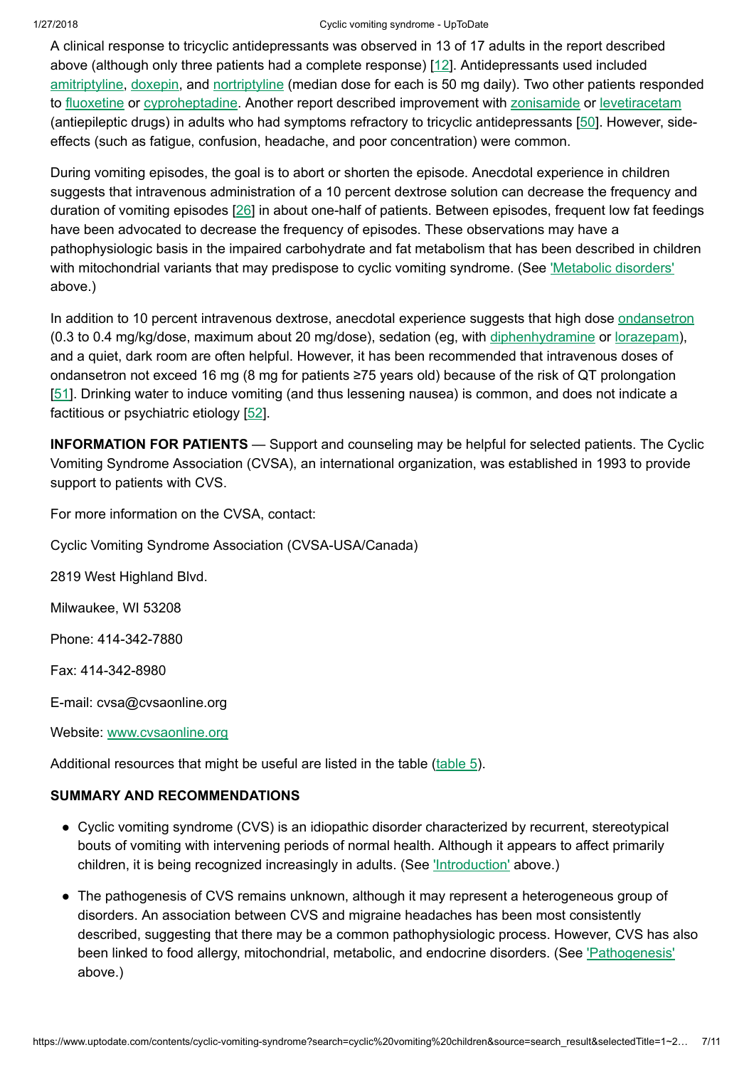A clinical response to tricyclic antidepressants was observed in 13 of 17 adults in the report described above (although only three patients had a complete response) [12]. Antidepressants used included amitriptyline, doxepin, and nortriptyline (median dose for each is 50 mg daily). Two other patients responded to fluoxetine or cyproheptadine. Another report described improvement with zonisamide or levetiracetam (antiepileptic drugs) in adults who had symptoms refractory to tricyclic antidepressants [50]. However, side-effects (such as fatigue, confusion, headache, and poor concentration) were common.

During vomiting episodes, the goal is to abort or shorten the episode. Anecdotal experience in children suggests that intravenous administration of a 10 percent dextrose solution can decrease the frequency and duration of vomiting episodes [26] in about one-half of patients. Between episodes, frequent low fat feedings have been advocated to decrease the frequency of episodes. These observations may have a pathophysiologic basis in the impaired carbohydrate and fat metabolism that has been described in children with mitochondrial variants that may predispose to cyclic vomiting syndrome. (See 'Metabolic disorders' above.)

In addition to 10 percent intravenous dextrose, anecdotal experience suggests that high dose ondansetron (0.3 to 0.4 mg/kg/dose, maximum about 20 mg/dose), sedation (eg, with diphenhydramine or lorazepam), and a quiet, dark room are often helpful. However, it has been recommended that intravenous doses of ondansetron not exceed 16 mg (8 mg for patients ≥75 years old) because of the risk of QT prolongation [51]. Drinking water to induce vomiting (and thus lessening nausea) is common, and does not indicate a factitious or psychiatric etiology [52].

**INFORMATION FOR PATIENTS** — Support and counseling may be helpful for selected patients. The Cyclic Vomiting Syndrome Association (CVSA), an international organization, was established in 1993 to provide support to patients with CVS.

For more information on the CVSA, contact:

Cyclic Vomiting Syndrome Association (CVSA-USA/Canada)

2819 West Highland Blvd.

Milwaukee, WI 53208

Phone: 414-342-7880

Fax: 414-342-8980

E-mail: cvsa@cvsaonline.org

Website: www.cvsaonline.org

Additional resources that might be useful are listed in the table (table 5).

## SUMMARY AND RECOMMENDATIONS

- Cyclic vomiting syndrome (CVS) is an idiopathic disorder characterized by recurrent, stereotypical bouts of vomiting with intervening periods of normal health. Although it appears to affect primarily children, it is being recognized increasingly in adults. (See 'Introduction' above.)
- The pathogenesis of CVS remains unknown, although it may represent a heterogeneous group of disorders. An association between CVS and migraine headaches has been most consistently described, suggesting that there may be a common pathophysiologic process. However, CVS has also been linked to food allergy, mitochondrial, metabolic, and endocrine disorders. (See 'Pathogenesis' above.)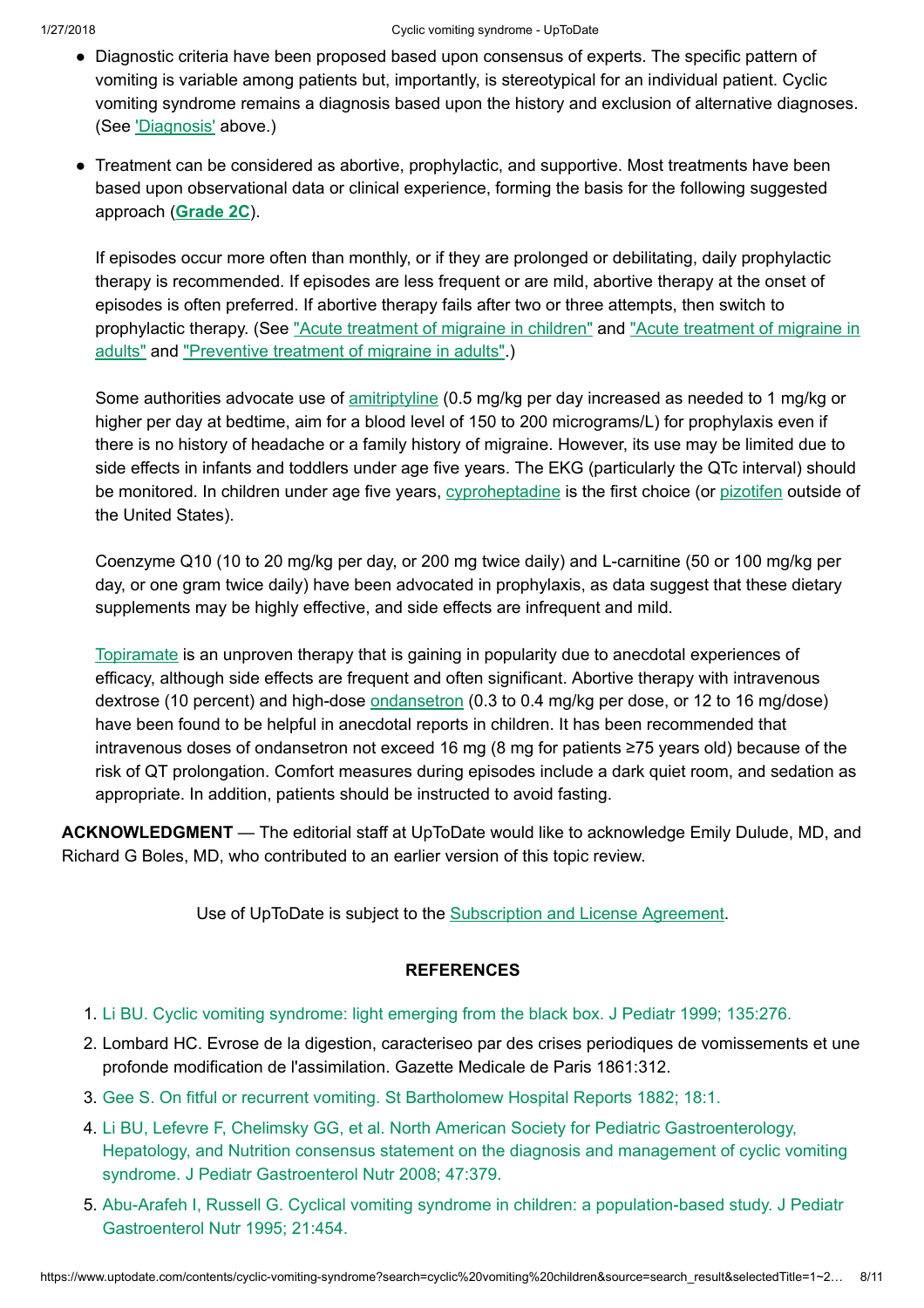- Diagnostic criteria have been proposed based upon consensus of experts. The specific pattern of vomiting is variable among patients but, importantly, is stereotypical for an individual patient. Cyclic vomiting syndrome remains a diagnosis based upon the history and exclusion of alternative diagnoses. (See 'Diagnosis' above.)

- Treatment can be considered as abortive, prophylactic, and supportive. Most treatments have been based upon observational data or clinical experience, forming the basis for the following suggested approach (**Grade 2C**).

  If episodes occur more often than monthly, or if they are prolonged or debilitating, daily prophylactic therapy is recommended. If episodes are less frequent or are mild, abortive therapy at the onset of episodes is often preferred. If abortive therapy fails after two or three attempts, then switch to prophylactic therapy. (See "Acute treatment of migraine in children" and "Acute treatment of migraine in adults" and "Preventive treatment of migraine in adults".)

  Some authorities advocate use of amitriptyline (0.5 mg/kg per day increased as needed to 1 mg/kg or higher per day at bedtime, aim for a blood level of 150 to 200 micrograms/L) for prophylaxis even if there is no history of headache or a family history of migraine. However, its use may be limited due to side effects in infants and toddlers under age five years. The EKG (particularly the QTc interval) should be monitored. In children under age five years, cyproheptadine is the first choice (or pizotifen outside of the United States).

  Coenzyme Q10 (10 to 20 mg/kg per day, or 200 mg twice daily) and L-carnitine (50 or 100 mg/kg per day, or one gram twice daily) have been advocated in prophylaxis, as data suggest that these dietary supplements may be highly effective, and side effects are infrequent and mild.

  Topiramate is an unproven therapy that is gaining in popularity due to anecdotal experiences of efficacy, although side effects are frequent and often significant. Abortive therapy with intravenous dextrose (10 percent) and high-dose ondansetron (0.3 to 0.4 mg/kg per dose, or 12 to 16 mg/dose) have been found to be helpful in anecdotal reports in children. It has been recommended that intravenous doses of ondansetron not exceed 16 mg (8 mg for patients ≥75 years old) because of the risk of QT prolongation. Comfort measures during episodes include a dark quiet room, and sedation as appropriate. In addition, patients should be instructed to avoid fasting.

**ACKNOWLEDGMENT** — The editorial staff at UpToDate would like to acknowledge Emily Dulude, MD, and Richard G Boles, MD, who contributed to an earlier version of this topic review.

Use of UpToDate is subject to the Subscription and License Agreement.

## REFERENCES

1. Li BU. Cyclic vomiting syndrome: light emerging from the black box. J Pediatr 1999; 135:276.
2. Lombard HC. Evrose de la digestion, caracteriseo par des crises periodiques de vomissements et une profonde modification de l'assimilation. Gazette Medicale de Paris 1861:312.
3. Gee S. On fitful or recurrent vomiting. St Bartholomew Hospital Reports 1882; 18:1.
4. Li BU, Lefevre F, Chelimsky GG, et al. North American Society for Pediatric Gastroenterology, Hepatology, and Nutrition consensus statement on the diagnosis and management of cyclic vomiting syndrome. J Pediatr Gastroenterol Nutr 2008; 47:379.
5. Abu-Arafeh I, Russell G. Cyclical vomiting syndrome in children: a population-based study. J Pediatr Gastroenterol Nutr 1995; 21:454.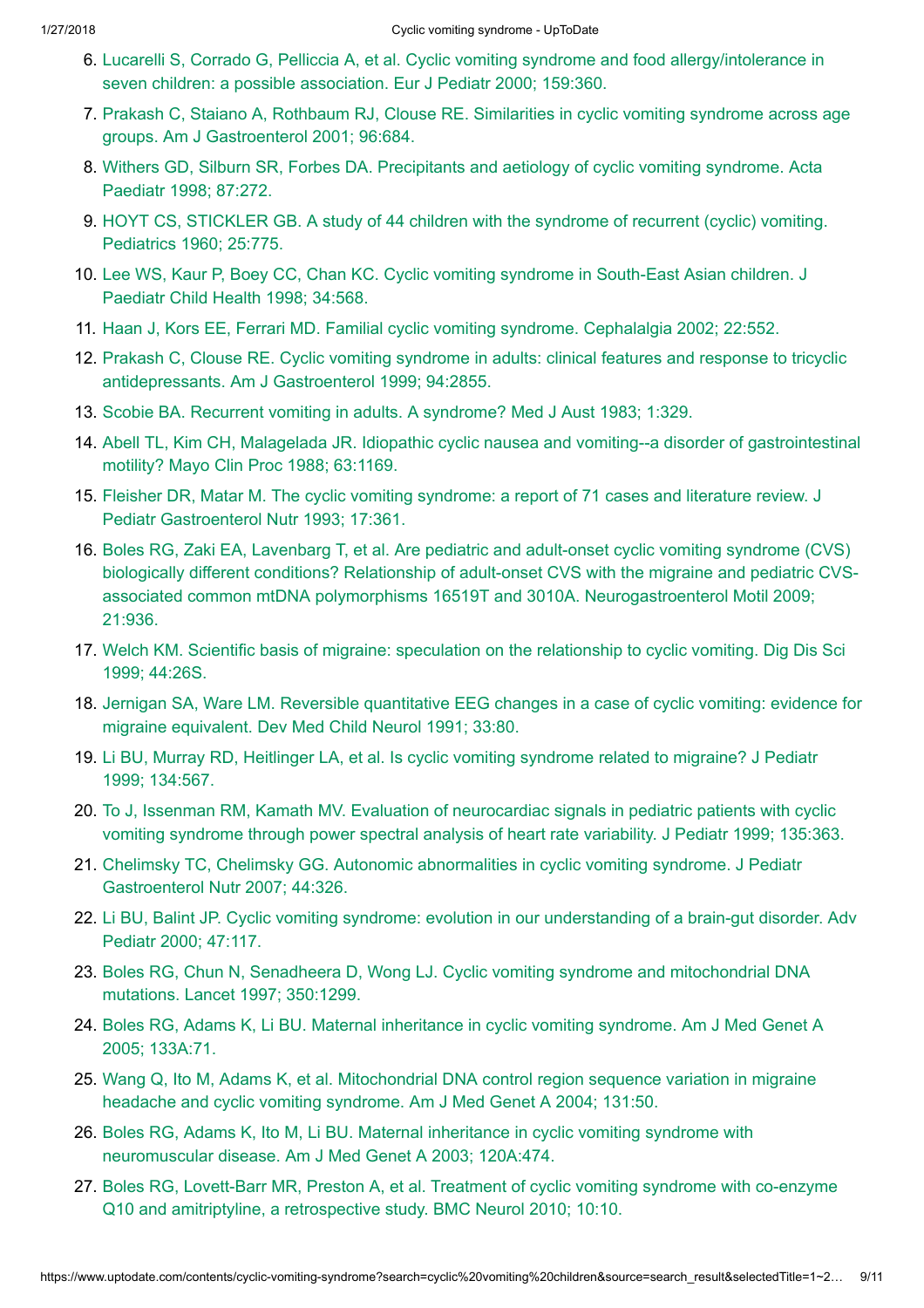6. Lucarelli S, Corrado G, Pelliccia A, et al. Cyclic vomiting syndrome and food allergy/intolerance in seven children: a possible association. Eur J Pediatr 2000; 159:360.
7. Prakash C, Staiano A, Rothbaum RJ, Clouse RE. Similarities in cyclic vomiting syndrome across age groups. Am J Gastroenterol 2001; 96:684.
8. Withers GD, Silburn SR, Forbes DA. Precipitants and aetiology of cyclic vomiting syndrome. Acta Paediatr 1998; 87:272.
9. HOYT CS, STICKLER GB. A study of 44 children with the syndrome of recurrent (cyclic) vomiting. Pediatrics 1960; 25:775.
10. Lee WS, Kaur P, Boey CC, Chan KC. Cyclic vomiting syndrome in South-East Asian children. J Paediatr Child Health 1998; 34:568.
11. Haan J, Kors EE, Ferrari MD. Familial cyclic vomiting syndrome. Cephalalgia 2002; 22:552.
12. Prakash C, Clouse RE. Cyclic vomiting syndrome in adults: clinical features and response to tricyclic antidepressants. Am J Gastroenterol 1999; 94:2855.
13. Scobie BA. Recurrent vomiting in adults. A syndrome? Med J Aust 1983; 1:329.
14. Abell TL, Kim CH, Malagelada JR. Idiopathic cyclic nausea and vomiting--a disorder of gastrointestinal motility? Mayo Clin Proc 1988; 63:1169.
15. Fleisher DR, Matar M. The cyclic vomiting syndrome: a report of 71 cases and literature review. J Pediatr Gastroenterol Nutr 1993; 17:361.
16. Boles RG, Zaki EA, Lavenbarg T, et al. Are pediatric and adult-onset cyclic vomiting syndrome (CVS) biologically different conditions? Relationship of adult-onset CVS with the migraine and pediatric CVS-associated common mtDNA polymorphisms 16519T and 3010A. Neurogastroenterol Motil 2009; 21:936.
17. Welch KM. Scientific basis of migraine: speculation on the relationship to cyclic vomiting. Dig Dis Sci 1999; 44:26S.
18. Jernigan SA, Ware LM. Reversible quantitative EEG changes in a case of cyclic vomiting: evidence for migraine equivalent. Dev Med Child Neurol 1991; 33:80.
19. Li BU, Murray RD, Heitlinger LA, et al. Is cyclic vomiting syndrome related to migraine? J Pediatr 1999; 134:567.
20. To J, Issenman RM, Kamath MV. Evaluation of neurocardiac signals in pediatric patients with cyclic vomiting syndrome through power spectral analysis of heart rate variability. J Pediatr 1999; 135:363.
21. Chelimsky TC, Chelimsky GG. Autonomic abnormalities in cyclic vomiting syndrome. J Pediatr Gastroenterol Nutr 2007; 44:326.
22. Li BU, Balint JP. Cyclic vomiting syndrome: evolution in our understanding of a brain-gut disorder. Adv Pediatr 2000; 47:117.
23. Boles RG, Chun N, Senadheera D, Wong LJ. Cyclic vomiting syndrome and mitochondrial DNA mutations. Lancet 1997; 350:1299.
24. Boles RG, Adams K, Li BU. Maternal inheritance in cyclic vomiting syndrome. Am J Med Genet A 2005; 133A:71.
25. Wang Q, Ito M, Adams K, et al. Mitochondrial DNA control region sequence variation in migraine headache and cyclic vomiting syndrome. Am J Med Genet A 2004; 131:50.
26. Boles RG, Adams K, Ito M, Li BU. Maternal inheritance in cyclic vomiting syndrome with neuromuscular disease. Am J Med Genet A 2003; 120A:474.
27. Boles RG, Lovett-Barr MR, Preston A, et al. Treatment of cyclic vomiting syndrome with co-enzyme Q10 and amitriptyline, a retrospective study. BMC Neurol 2010; 10:10.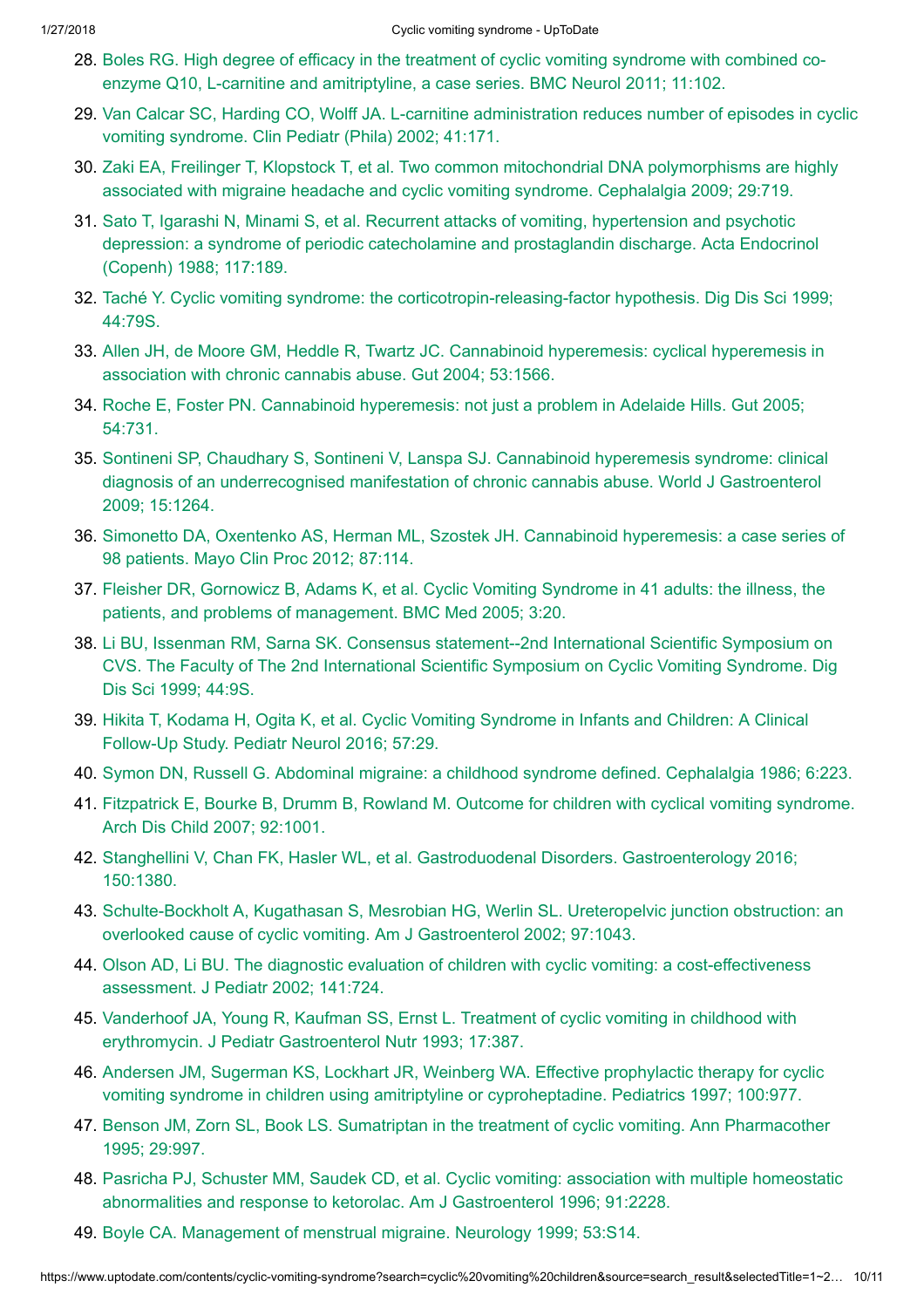28. Boles RG. High degree of efficacy in the treatment of cyclic vomiting syndrome with combined co-enzyme Q10, L-carnitine and amitriptyline, a case series. BMC Neurol 2011; 11:102.
29. Van Calcar SC, Harding CO, Wolff JA. L-carnitine administration reduces number of episodes in cyclic vomiting syndrome. Clin Pediatr (Phila) 2002; 41:171.
30. Zaki EA, Freilinger T, Klopstock T, et al. Two common mitochondrial DNA polymorphisms are highly associated with migraine headache and cyclic vomiting syndrome. Cephalalgia 2009; 29:719.
31. Sato T, Igarashi N, Minami S, et al. Recurrent attacks of vomiting, hypertension and psychotic depression: a syndrome of periodic catecholamine and prostaglandin discharge. Acta Endocrinol (Copenh) 1988; 117:189.
32. Taché Y. Cyclic vomiting syndrome: the corticotropin-releasing-factor hypothesis. Dig Dis Sci 1999; 44:79S.
33. Allen JH, de Moore GM, Heddle R, Twartz JC. Cannabinoid hyperemesis: cyclical hyperemesis in association with chronic cannabis abuse. Gut 2004; 53:1566.
34. Roche E, Foster PN. Cannabinoid hyperemesis: not just a problem in Adelaide Hills. Gut 2005; 54:731.
35. Sontineni SP, Chaudhary S, Sontineni V, Lanspa SJ. Cannabinoid hyperemesis syndrome: clinical diagnosis of an underrecognised manifestation of chronic cannabis abuse. World J Gastroenterol 2009; 15:1264.
36. Simonetto DA, Oxentenko AS, Herman ML, Szostek JH. Cannabinoid hyperemesis: a case series of 98 patients. Mayo Clin Proc 2012; 87:114.
37. Fleisher DR, Gornowicz B, Adams K, et al. Cyclic Vomiting Syndrome in 41 adults: the illness, the patients, and problems of management. BMC Med 2005; 3:20.
38. Li BU, Issenman RM, Sarna SK. Consensus statement--2nd International Scientific Symposium on CVS. The Faculty of The 2nd International Scientific Symposium on Cyclic Vomiting Syndrome. Dig Dis Sci 1999; 44:9S.
39. Hikita T, Kodama H, Ogita K, et al. Cyclic Vomiting Syndrome in Infants and Children: A Clinical Follow-Up Study. Pediatr Neurol 2016; 57:29.
40. Symon DN, Russell G. Abdominal migraine: a childhood syndrome defined. Cephalalgia 1986; 6:223.
41. Fitzpatrick E, Bourke B, Drumm B, Rowland M. Outcome for children with cyclical vomiting syndrome. Arch Dis Child 2007; 92:1001.
42. Stanghellini V, Chan FK, Hasler WL, et al. Gastroduodenal Disorders. Gastroenterology 2016; 150:1380.
43. Schulte-Bockholt A, Kugathasan S, Mesrobian HG, Werlin SL. Ureteropelvic junction obstruction: an overlooked cause of cyclic vomiting. Am J Gastroenterol 2002; 97:1043.
44. Olson AD, Li BU. The diagnostic evaluation of children with cyclic vomiting: a cost-effectiveness assessment. J Pediatr 2002; 141:724.
45. Vanderhoof JA, Young R, Kaufman SS, Ernst L. Treatment of cyclic vomiting in childhood with erythromycin. J Pediatr Gastroenterol Nutr 1993; 17:387.
46. Andersen JM, Sugerman KS, Lockhart JR, Weinberg WA. Effective prophylactic therapy for cyclic vomiting syndrome in children using amitriptyline or cyproheptadine. Pediatrics 1997; 100:977.
47. Benson JM, Zorn SL, Book LS. Sumatriptan in the treatment of cyclic vomiting. Ann Pharmacother 1995; 29:997.
48. Pasricha PJ, Schuster MM, Saudek CD, et al. Cyclic vomiting: association with multiple homeostatic abnormalities and response to ketorolac. Am J Gastroenterol 1996; 91:2228.
49. Boyle CA. Management of menstrual migraine. Neurology 1999; 53:S14.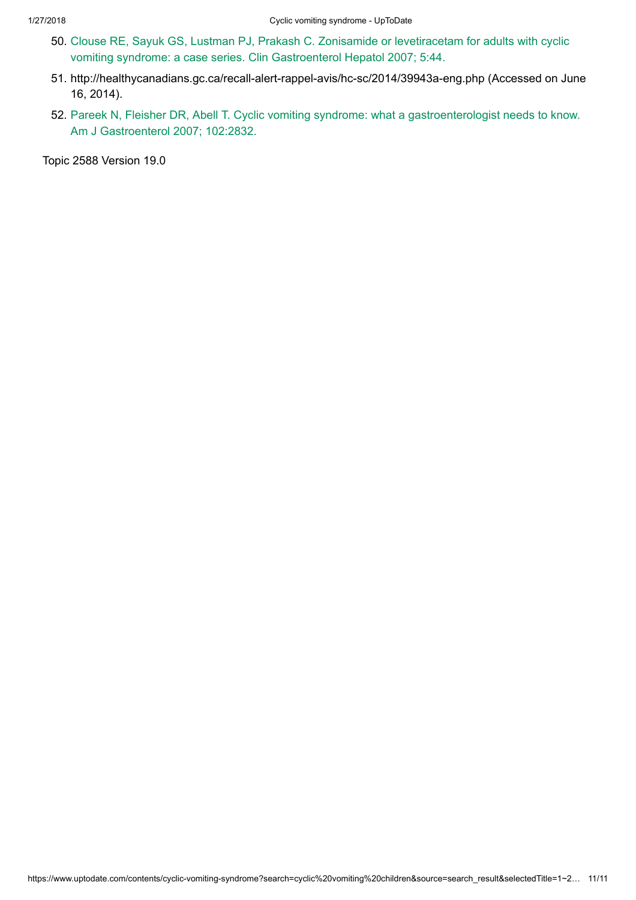50. Clouse RE, Sayuk GS, Lustman PJ, Prakash C. Zonisamide or levetiracetam for adults with cyclic vomiting syndrome: a case series. Clin Gastroenterol Hepatol 2007; 5:44.
51. http://healthycanadians.gc.ca/recall-alert-rappel-avis/hc-sc/2014/39943a-eng.php (Accessed on June 16, 2014).
52. Pareek N, Fleisher DR, Abell T. Cyclic vomiting syndrome: what a gastroenterologist needs to know. Am J Gastroenterol 2007; 102:2832.

Topic 2588 Version 19.0